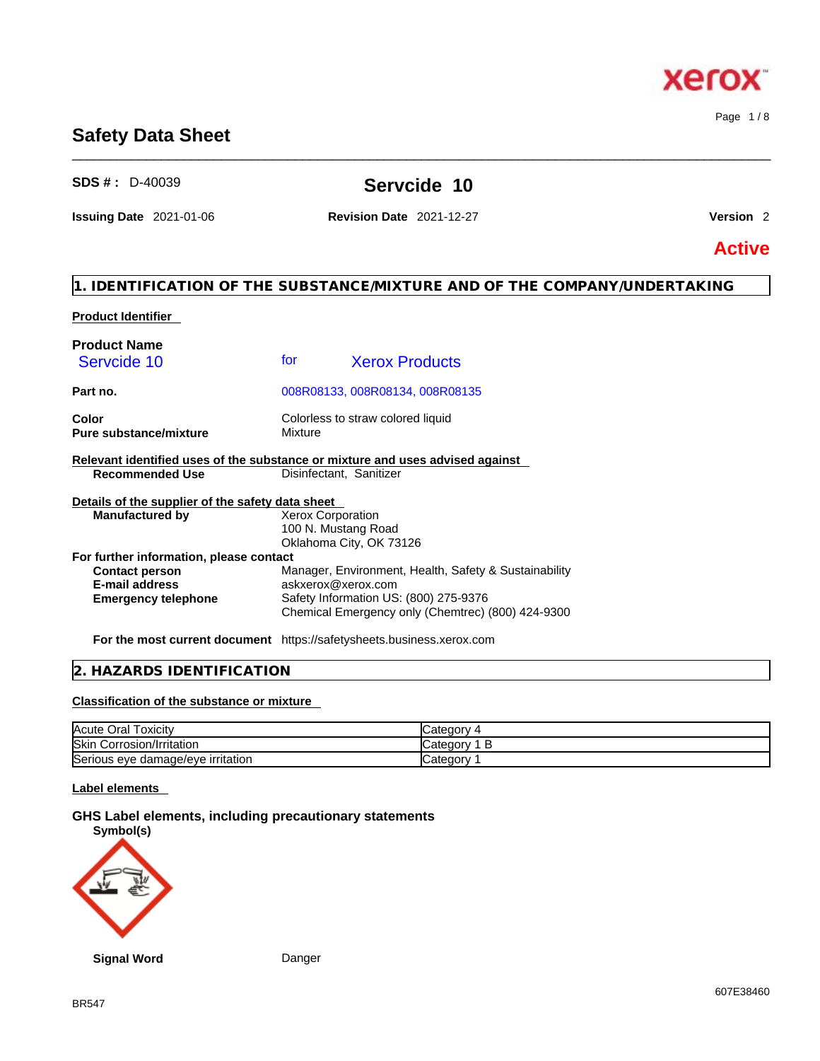# Safety Data Sheet

**SDS # :** D-40039

## Servcide 10

**Issuing Date** 2021-01-06 **Revision Date** 2021-12-27 **Version** 2

**Active**

## 1. IDENTIFICATION OF THE SUBSTANCE/MIXTURE AND OF THE COMPANY/UNDERTAKING

**Product Identifier**

**Product Name**
Servcide 10 for Xerox Products

**Part no.** 008R08133, 008R08134, 008R08135

**Color** Colorless to straw colored liquid
**Pure substance/mixture** Mixture

**Relevant identified uses of the substance or mixture and uses advised against**
**Recommended Use** Disinfectant, Sanitizer

**Details of the supplier of the safety data sheet**
**Manufactured by** Xerox Corporation
100 N. Mustang Road
Oklahoma City, OK 73126

**For further information, please contact**
**Contact person** Manager, Environment, Health, Safety & Sustainability
**E-mail address** askxerox@xerox.com
**Emergency telephone** Safety Information US: (800) 275-9376
Chemical Emergency only (Chemtrec) (800) 424-9300

**For the most current document** https://safetysheets.business.xerox.com

## 2. HAZARDS IDENTIFICATION

**Classification of the substance or mixture**

| Hazard | Category |
|---|---|
| Acute Oral Toxicity | Category 4 |
| Skin Corrosion/Irritation | Category 1 B |
| Serious eye damage/eye irritation | Category 1 |

**Label elements**

### GHS Label elements, including precautionary statements

**Symbol(s)**

**Signal Word** Danger

607E38460

BR547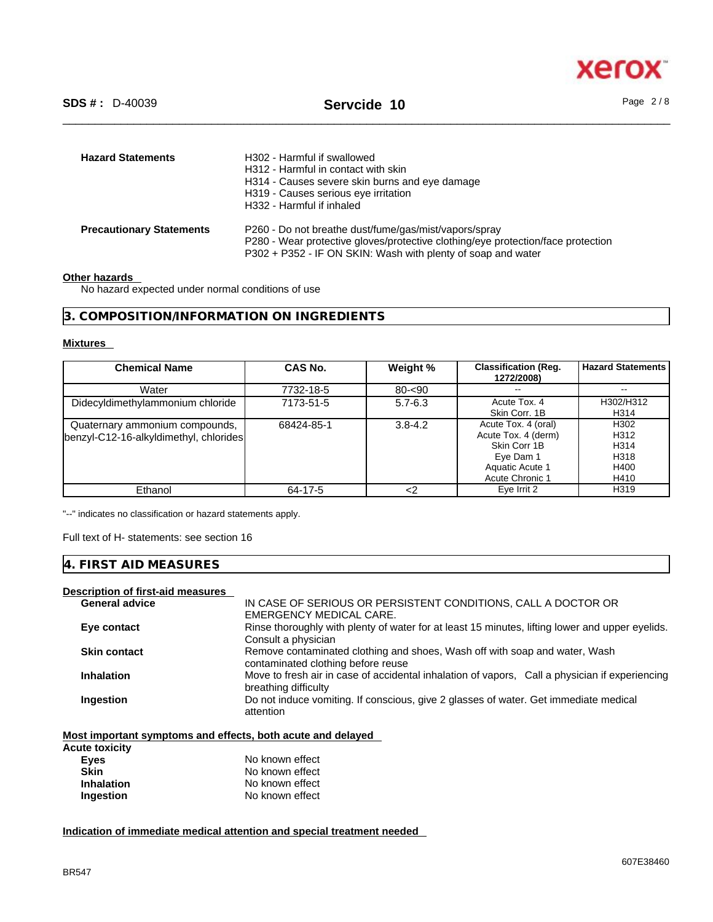**Hazard Statements**

H302 - Harmful if swallowed
H312 - Harmful in contact with skin
H314 - Causes severe skin burns and eye damage
H319 - Causes serious eye irritation
H332 - Harmful if inhaled

**Precautionary Statements**

P260 - Do not breathe dust/fume/gas/mist/vapors/spray
P280 - Wear protective gloves/protective clothing/eye protection/face protection
P302 + P352 - IF ON SKIN: Wash with plenty of soap and water

**Other hazards**

No hazard expected under normal conditions of use

## 3. COMPOSITION/INFORMATION ON INGREDIENTS

**Mixtures**

| Chemical Name | CAS No. | Weight % | Classification (Reg. 1272/2008) | Hazard Statements |
|---|---|---|---|---|
| Water | 7732-18-5 | 80-<90 | -- | -- |
| Didecyldimethylammonium chloride | 7173-51-5 | 5.7-6.3 | Acute Tox. 4<br>Skin Corr. 1B | H302/H312<br>H314 |
| Quaternary ammonium compounds, benzyl-C12-16-alkyldimethyl, chlorides | 68424-85-1 | 3.8-4.2 | Acute Tox. 4 (oral)<br>Acute Tox. 4 (derm)<br>Skin Corr 1B<br>Eye Dam 1<br>Aquatic Acute 1<br>Acute Chronic 1 | H302<br>H312<br>H314<br>H318<br>H400<br>H410 |
| Ethanol | 64-17-5 | <2 | Eye Irrit 2 | H319 |

"--" indicates no classification or hazard statements apply.

Full text of H- statements: see section 16

## 4. FIRST AID MEASURES

**Description of first-aid measures**

**General advice** IN CASE OF SERIOUS OR PERSISTENT CONDITIONS, CALL A DOCTOR OR EMERGENCY MEDICAL CARE.

**Eye contact** Rinse thoroughly with plenty of water for at least 15 minutes, lifting lower and upper eyelids. Consult a physician

**Skin contact** Remove contaminated clothing and shoes, Wash off with soap and water, Wash contaminated clothing before reuse

**Inhalation** Move to fresh air in case of accidental inhalation of vapors, Call a physician if experiencing breathing difficulty

**Ingestion** Do not induce vomiting. If conscious, give 2 glasses of water. Get immediate medical attention

**Most important symptoms and effects, both acute and delayed**

**Acute toxicity**

**Eyes** No known effect
**Skin** No known effect
**Inhalation** No known effect
**Ingestion** No known effect

**Indication of immediate medical attention and special treatment needed**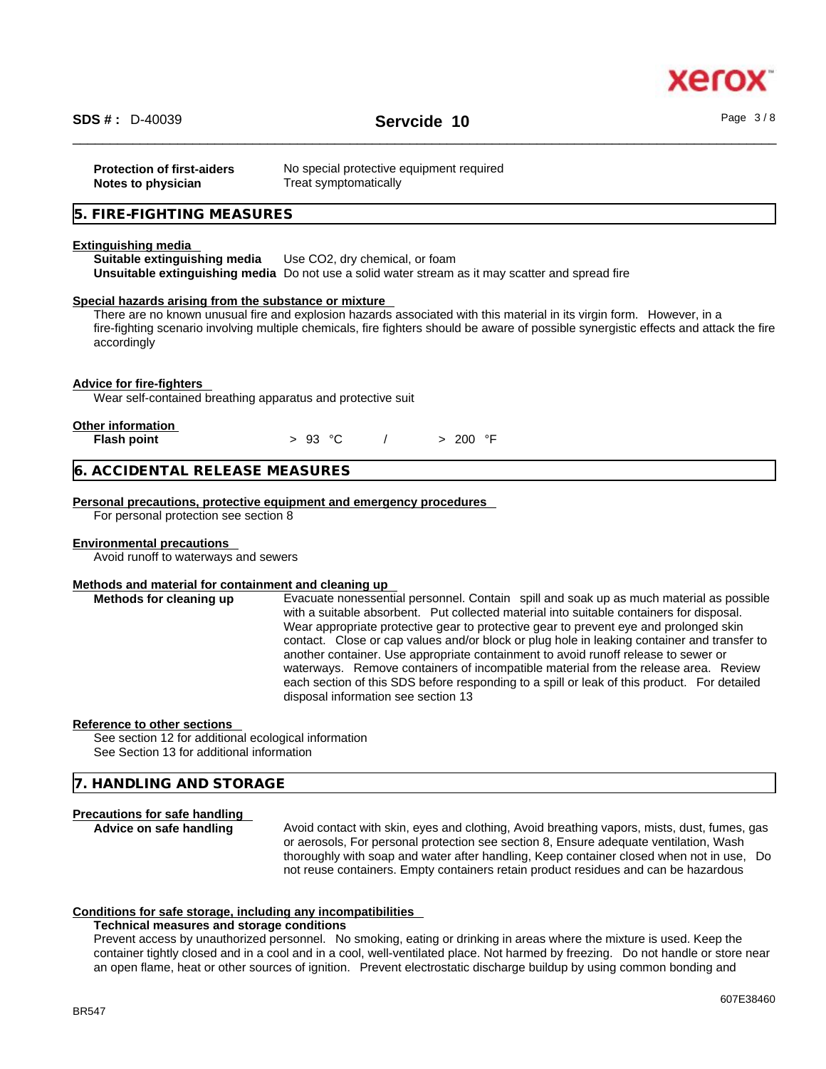**Protection of first-aiders** No special protective equipment required
**Notes to physician** Treat symptomatically

## 5. FIRE-FIGHTING MEASURES

**Extinguishing media**

**Suitable extinguishing media** Use $CO_2$, dry chemical, or foam
**Unsuitable extinguishing media** Do not use a solid water stream as it may scatter and spread fire

**Special hazards arising from the substance or mixture**

There are no known unusual fire and explosion hazards associated with this material in its virgin form. However, in a fire-fighting scenario involving multiple chemicals, fire fighters should be aware of possible synergistic effects and attack the fire accordingly

**Advice for fire-fighters**

Wear self-contained breathing apparatus and protective suit

**Other information**

**Flash point** > 93 °C / > 200 °F

## 6. ACCIDENTAL RELEASE MEASURES

**Personal precautions, protective equipment and emergency procedures**

For personal protection see section 8

**Environmental precautions**

Avoid runoff to waterways and sewers

**Methods and material for containment and cleaning up**

**Methods for cleaning up** Evacuate nonessential personnel. Contain spill and soak up as much material as possible with a suitable absorbent. Put collected material into suitable containers for disposal. Wear appropriate protective gear to protective gear to prevent eye and prolonged skin contact. Close or cap values and/or block or plug hole in leaking container and transfer to another container. Use appropriate containment to avoid runoff release to sewer or waterways. Remove containers of incompatible material from the release area. Review each section of this SDS before responding to a spill or leak of this product. For detailed disposal information see section 13

**Reference to other sections**

See section 12 for additional ecological information
See Section 13 for additional information

## 7. HANDLING AND STORAGE

**Precautions for safe handling**

**Advice on safe handling** Avoid contact with skin, eyes and clothing, Avoid breathing vapors, mists, dust, fumes, gas or aerosols, For personal protection see section 8, Ensure adequate ventilation, Wash thoroughly with soap and water after handling, Keep container closed when not in use, Do not reuse containers. Empty containers retain product residues and can be hazardous

**Conditions for safe storage, including any incompatibilities**

**Technical measures and storage conditions**

Prevent access by unauthorized personnel. No smoking, eating or drinking in areas where the mixture is used. Keep the container tightly closed and in a cool and in a cool, well-ventilated place. Not harmed by freezing. Do not handle or store near an open flame, heat or other sources of ignition. Prevent electrostatic discharge buildup by using common bonding and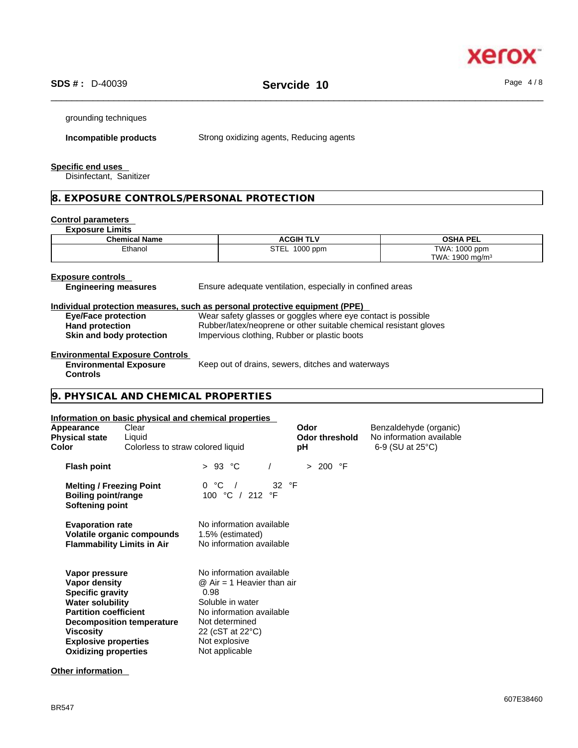grounding techniques

**Incompatible products** Strong oxidizing agents, Reducing agents

**Specific end uses**

Disinfectant, Sanitizer

## 8. EXPOSURE CONTROLS/PERSONAL PROTECTION

**Control parameters**

**Exposure Limits**

| Chemical Name | ACGIH TLV | OSHA PEL |
|---|---|---|
| Ethanol | STEL 1000 ppm | TWA: 1000 ppm<br>TWA: 1900 mg/m$^3$ |

**Exposure controls**

**Engineering measures** Ensure adequate ventilation, especially in confined areas

**Individual protection measures, such as personal protective equipment (PPE)**

**Eye/Face protection** Wear safety glasses or goggles where eye contact is possible
**Hand protection** Rubber/latex/neoprene or other suitable chemical resistant gloves
**Skin and body protection** Impervious clothing, Rubber or plastic boots

**Environmental Exposure Controls**

**Environmental Exposure Controls** Keep out of drains, sewers, ditches and waterways

## 9. PHYSICAL AND CHEMICAL PROPERTIES

**Information on basic physical and chemical properties**

**Appearance** Clear
**Physical state** Liquid
**Color** Colorless to straw colored liquid

**Odor** Benzaldehyde (organic)
**Odor threshold** No information available
**pH** 6-9 (SU at 25°C)

**Flash point** > 93 °C / > 200 °F

**Melting / Freezing Point** 0 °C / 32 °F
**Boiling point/range** 100 °C / 212 °F
**Softening point**

**Evaporation rate** No information available
**Volatile organic compounds** 1.5% (estimated)
**Flammability Limits in Air** No information available

**Vapor pressure** No information available
**Vapor density** @ Air = 1 Heavier than air
**Specific gravity** 0.98
**Water solubility** Soluble in water
**Partition coefficient** No information available
**Decomposition temperature** Not determined
**Viscosity** 22 (cST at 22°C)
**Explosive properties** Not explosive
**Oxidizing properties** Not applicable

**Other information**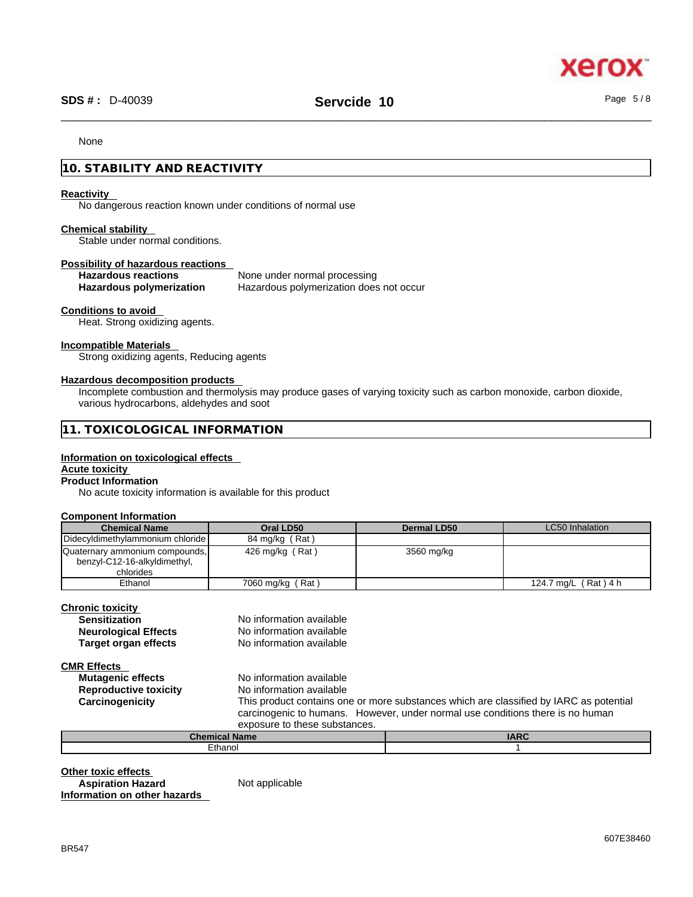None

## 10. STABILITY AND REACTIVITY

**Reactivity**

No dangerous reaction known under conditions of normal use

**Chemical stability**

Stable under normal conditions.

**Possibility of hazardous reactions**

**Hazardous reactions** None under normal processing

**Hazardous polymerization** Hazardous polymerization does not occur

**Conditions to avoid**

Heat. Strong oxidizing agents.

**Incompatible Materials**

Strong oxidizing agents, Reducing agents

**Hazardous decomposition products**

Incomplete combustion and thermolysis may produce gases of varying toxicity such as carbon monoxide, carbon dioxide, various hydrocarbons, aldehydes and soot

## 11. TOXICOLOGICAL INFORMATION

**Information on toxicological effects**

**Acute toxicity**

**Product Information**

No acute toxicity information is available for this product

**Component Information**

| Chemical Name | Oral LD50 | Dermal LD50 | LC50 Inhalation |
|---|---|---|---|
| Didecyldimethylammonium chloride | 84 mg/kg ( Rat ) | | |
| Quaternary ammonium compounds, benzyl-C12-16-alkyldimethyl, chlorides | 426 mg/kg ( Rat ) | 3560 mg/kg | |
| Ethanol | 7060 mg/kg ( Rat ) | | 124.7 mg/L ( Rat ) 4 h |

**Chronic toxicity**

**Sensitization** No information available

**Neurological Effects** No information available

**Target organ effects** No information available

**CMR Effects**

**Mutagenic effects** No information available

**Reproductive toxicity** No information available

**Carcinogenicity** This product contains one or more substances which are classified by IARC as potential carcinogenic to humans. However, under normal use conditions there is no human exposure to these substances.

| Chemical Name | IARC |
|---|---|
| Ethanol | 1 |

**Other toxic effects**

**Aspiration Hazard** Not applicable

**Information on other hazards**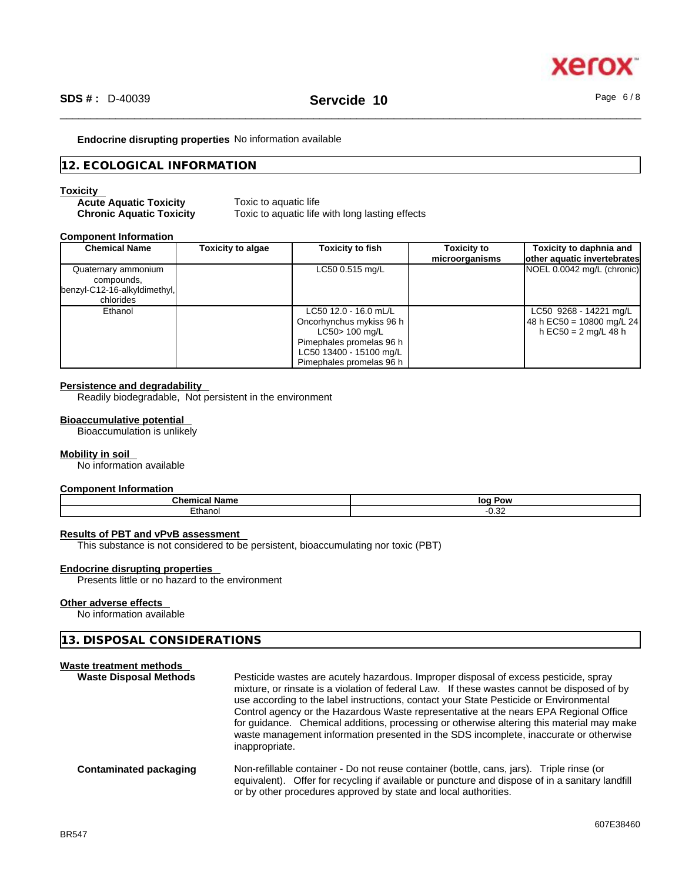**Endocrine disrupting properties** No information available

## 12. ECOLOGICAL INFORMATION

**Toxicity**

**Acute Aquatic Toxicity** Toxic to aquatic life

**Chronic Aquatic Toxicity** Toxic to aquatic life with long lasting effects

**Component Information**

| Chemical Name | Toxicity to algae | Toxicity to fish | Toxicity to microorganisms | Toxicity to daphnia and other aquatic invertebrates |
|---|---|---|---|---|
| Quaternary ammonium compounds, benzyl-C12-16-alkyldimethyl, chlorides | | LC50 0.515 mg/L | | NOEL 0.0042 mg/L (chronic) |
| Ethanol | | LC50 12.0 - 16.0 mL/L Oncorhynchus mykiss 96 h LC50> 100 mg/L Pimephales promelas 96 h LC50 13400 - 15100 mg/L Pimephales promelas 96 h | | LC50 9268 - 14221 mg/L 48 h EC50 = 10800 mg/L 24 h EC50 = 2 mg/L 48 h |

**Persistence and degradability**

Readily biodegradable, Not persistent in the environment

**Bioaccumulative potential**

Bioaccumulation is unlikely

**Mobility in soil**

No information available

**Component Information**

| Chemical Name | log Pow |
|---|---|
| Ethanol | -0.32 |

**Results of PBT and vPvB assessment**

This substance is not considered to be persistent, bioaccumulating nor toxic (PBT)

**Endocrine disrupting properties**

Presents little or no hazard to the environment

**Other adverse effects**

No information available

## 13. DISPOSAL CONSIDERATIONS

**Waste treatment methods**

**Waste Disposal Methods** Pesticide wastes are acutely hazardous. Improper disposal of excess pesticide, spray mixture, or rinsate is a violation of federal Law. If these wastes cannot be disposed of by use according to the label instructions, contact your State Pesticide or Environmental Control agency or the Hazardous Waste representative at the nears EPA Regional Office for guidance. Chemical additions, processing or otherwise altering this material may make waste management information presented in the SDS incomplete, inaccurate or otherwise inappropriate.

**Contaminated packaging** Non-refillable container - Do not reuse container (bottle, cans, jars). Triple rinse (or equivalent). Offer for recycling if available or puncture and dispose of in a sanitary landfill or by other procedures approved by state and local authorities.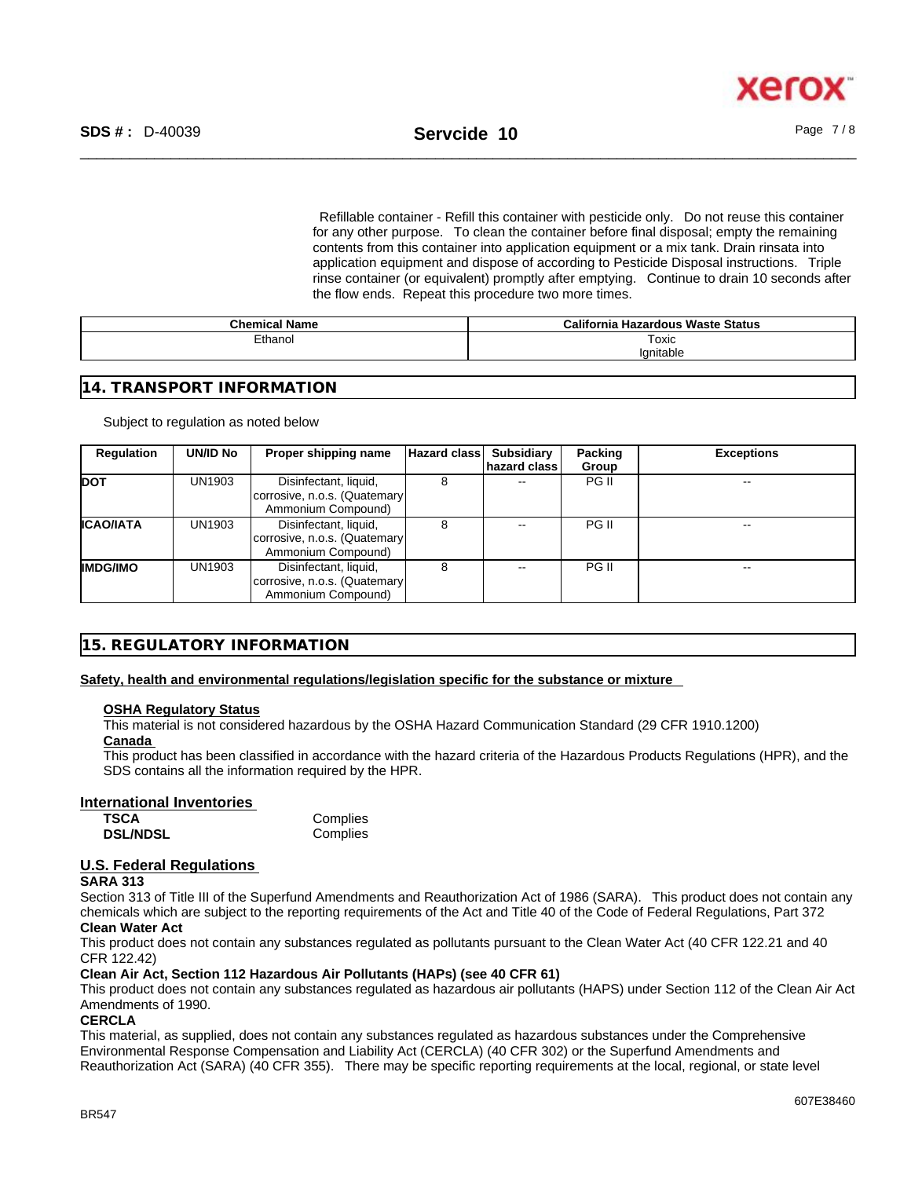Refillable container - Refill this container with pesticide only. Do not reuse this container for any other purpose. To clean the container before final disposal; empty the remaining contents from this container into application equipment or a mix tank. Drain rinsata into application equipment and dispose of according to Pesticide Disposal instructions. Triple rinse container (or equivalent) promptly after emptying. Continue to drain 10 seconds after the flow ends. Repeat this procedure two more times.

| Chemical Name | California Hazardous Waste Status |
| --- | --- |
| Ethanol | Toxic<br>Ignitable |

## 14. TRANSPORT INFORMATION

Subject to regulation as noted below

| Regulation | UN/ID No | Proper shipping name | Hazard class | Subsidiary hazard class | Packing Group | Exceptions |
| --- | --- | --- | --- | --- | --- | --- |
| **DOT** | UN1903 | Disinfectant, liquid, corrosive, n.o.s. (Quatemary Ammonium Compound) | 8 | -- | PG II | -- |
| **ICAO/IATA** | UN1903 | Disinfectant, liquid, corrosive, n.o.s. (Quatemary Ammonium Compound) | 8 | -- | PG II | -- |
| **IMDG/IMO** | UN1903 | Disinfectant, liquid, corrosive, n.o.s. (Quatemary Ammonium Compound) | 8 | -- | PG II | -- |

## 15. REGULATORY INFORMATION

**Safety, health and environmental regulations/legislation specific for the substance or mixture**

**OSHA Regulatory Status**

This material is not considered hazardous by the OSHA Hazard Communication Standard (29 CFR 1910.1200)

**Canada**

This product has been classified in accordance with the hazard criteria of the Hazardous Products Regulations (HPR), and the SDS contains all the information required by the HPR.

**International Inventories**

| | |
| --- | --- |
| **TSCA** | Complies |
| **DSL/NDSL** | Complies |

**U.S. Federal Regulations**

**SARA 313**

Section 313 of Title III of the Superfund Amendments and Reauthorization Act of 1986 (SARA). This product does not contain any chemicals which are subject to the reporting requirements of the Act and Title 40 of the Code of Federal Regulations, Part 372

**Clean Water Act**

This product does not contain any substances regulated as pollutants pursuant to the Clean Water Act (40 CFR 122.21 and 40 CFR 122.42)

**Clean Air Act, Section 112 Hazardous Air Pollutants (HAPs) (see 40 CFR 61)**

This product does not contain any substances regulated as hazardous air pollutants (HAPS) under Section 112 of the Clean Air Act Amendments of 1990.

**CERCLA**

This material, as supplied, does not contain any substances regulated as hazardous substances under the Comprehensive Environmental Response Compensation and Liability Act (CERCLA) (40 CFR 302) or the Superfund Amendments and Reauthorization Act (SARA) (40 CFR 355). There may be specific reporting requirements at the local, regional, or state level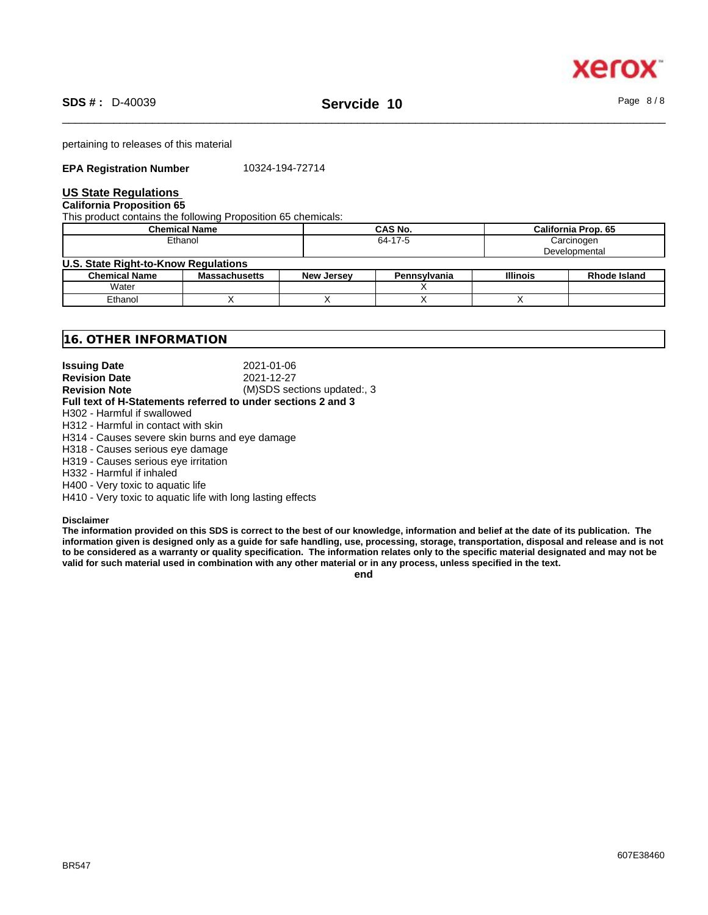pertaining to releases of this material

**EPA Registration Number** 10324-194-72714

## US State Regulations

**California Proposition 65**

This product contains the following Proposition 65 chemicals:

| Chemical Name | CAS No. | California Prop. 65 |
|---|---|---|
| Ethanol | 64-17-5 | Carcinogen<br>Developmental |

**U.S. State Right-to-Know Regulations**

| Chemical Name | Massachusetts | New Jersey | Pennsylvania | Illinois | Rhode Island |
|---|---|---|---|---|---|
| Water | | | X | | |
| Ethanol | X | X | X | X | |

## 16. OTHER INFORMATION

**Issuing Date** 2021-01-06
**Revision Date** 2021-12-27
**Revision Note** (M)SDS sections updated:, 3

**Full text of H-Statements referred to under sections 2 and 3**

H302 - Harmful if swallowed
H312 - Harmful in contact with skin
H314 - Causes severe skin burns and eye damage
H318 - Causes serious eye damage
H319 - Causes serious eye irritation
H332 - Harmful if inhaled
H400 - Very toxic to aquatic life
H410 - Very toxic to aquatic life with long lasting effects

**Disclaimer**

**The information provided on this SDS is correct to the best of our knowledge, information and belief at the date of its publication. The information given is designed only as a guide for safe handling, use, processing, storage, transportation, disposal and release and is not to be considered as a warranty or quality specification. The information relates only to the specific material designated and may not be valid for such material used in combination with any other material or in any process, unless specified in the text.**

**end**

BR547

607E38460